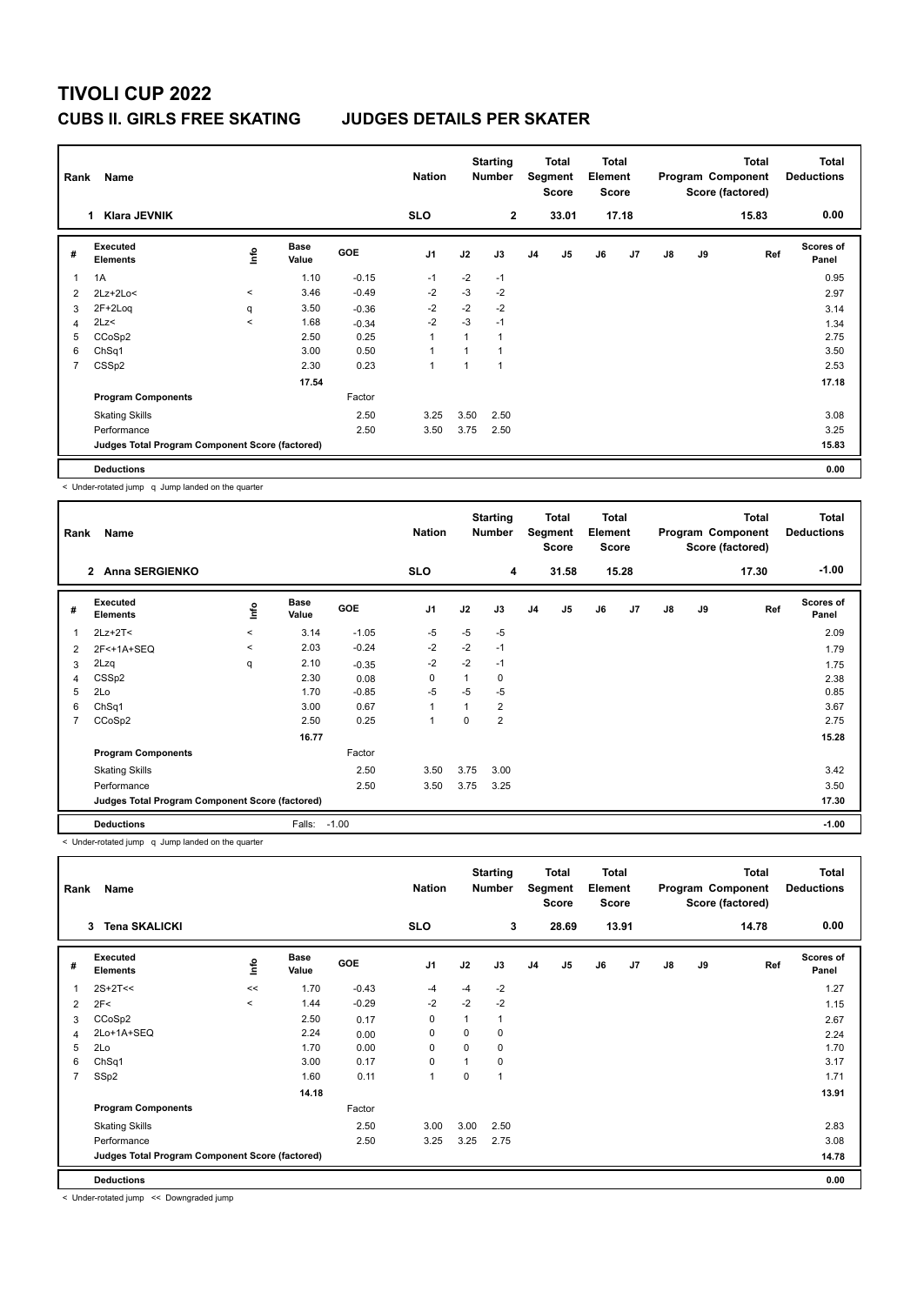# TIVOLI CUP 2022

## CUBS II. GIRLS FREE SKATING JUDGES DETAILS PER SKATER

| Rank | Name | Nation | Starting Number | Total Segment Score | Total Element Score | Total Program Component Score (factored) | Total Deductions |
|---|---|---|---|---|---|---|---|
| 1 | Klara JEVNIK | SLO | 2 | 33.01 | 17.18 | 15.83 | 0.00 |

| # | Executed Elements | Info | Base Value | GOE | J1 | J2 | J3 | J4 | J5 | J6 | J7 | J8 | J9 | Ref | Scores of Panel |
|---|---|---|---|---|---|---|---|---|---|---|---|---|---|---|---|
| 1 | 1A | | 1.10 | -0.15 | -1 | -2 | -1 | | | | | | | | 0.95 |
| 2 | 2Lz+2Lo< | < | 3.46 | -0.49 | -2 | -3 | -2 | | | | | | | | 2.97 |
| 3 | 2F+2Loq | q | 3.50 | -0.36 | -2 | -2 | -2 | | | | | | | | 3.14 |
| 4 | 2Lz< | < | 1.68 | -0.34 | -2 | -3 | -1 | | | | | | | | 1.34 |
| 5 | CCoSp2 | | 2.50 | 0.25 | 1 | 1 | 1 | | | | | | | | 2.75 |
| 6 | ChSq1 | | 3.00 | 0.50 | 1 | 1 | 1 | | | | | | | | 3.50 |
| 7 | CSSp2 | | 2.30 | 0.23 | 1 | 1 | 1 | | | | | | | | 2.53 |
| | | | 17.54 | | | | | | | | | | | | 17.18 |
| | **Program Components** | | | Factor | | | | | | | | | | | |
| | Skating Skills | | | 2.50 | 3.25 | 3.50 | 2.50 | | | | | | | | 3.08 |
| | Performance | | | 2.50 | 3.50 | 3.75 | 2.50 | | | | | | | | 3.25 |
| | **Judges Total Program Component Score (factored)** | | | | | | | | | | | | | | 15.83 |
| | **Deductions** | | | | | | | | | | | | | | 0.00 |

< Under-rotated jump q Jump landed on the quarter

| Rank | Name | Nation | Starting Number | Total Segment Score | Total Element Score | Total Program Component Score (factored) | Total Deductions |
|---|---|---|---|---|---|---|---|
| 2 | Anna SERGIENKO | SLO | 4 | 31.58 | 15.28 | 17.30 | -1.00 |

| # | Executed Elements | Info | Base Value | GOE | J1 | J2 | J3 | J4 | J5 | J6 | J7 | J8 | J9 | Ref | Scores of Panel |
|---|---|---|---|---|---|---|---|---|---|---|---|---|---|---|---|
| 1 | 2Lz+2T< | < | 3.14 | -1.05 | -5 | -5 | -5 | | | | | | | | 2.09 |
| 2 | 2F<+1A+SEQ | < | 2.03 | -0.24 | -2 | -2 | -1 | | | | | | | | 1.79 |
| 3 | 2Lzq | q | 2.10 | -0.35 | -2 | -2 | -1 | | | | | | | | 1.75 |
| 4 | CSSp2 | | 2.30 | 0.08 | 0 | 1 | 0 | | | | | | | | 2.38 |
| 5 | 2Lo | | 1.70 | -0.85 | -5 | -5 | -5 | | | | | | | | 0.85 |
| 6 | ChSq1 | | 3.00 | 0.67 | 1 | 1 | 2 | | | | | | | | 3.67 |
| 7 | CCoSp2 | | 2.50 | 0.25 | 1 | 0 | 2 | | | | | | | | 2.75 |
| | | | 16.77 | | | | | | | | | | | | 15.28 |
| | **Program Components** | | | Factor | | | | | | | | | | | |
| | Skating Skills | | | 2.50 | 3.50 | 3.75 | 3.00 | | | | | | | | 3.42 |
| | Performance | | | 2.50 | 3.50 | 3.75 | 3.25 | | | | | | | | 3.50 |
| | **Judges Total Program Component Score (factored)** | | | | | | | | | | | | | | 17.30 |
| | **Deductions** | | Falls: | -1.00 | | | | | | | | | | | -1.00 |

< Under-rotated jump q Jump landed on the quarter

| Rank | Name | Nation | Starting Number | Total Segment Score | Total Element Score | Total Program Component Score (factored) | Total Deductions |
|---|---|---|---|---|---|---|---|
| 3 | Tena SKALICKI | SLO | 3 | 28.69 | 13.91 | 14.78 | 0.00 |

| # | Executed Elements | Info | Base Value | GOE | J1 | J2 | J3 | J4 | J5 | J6 | J7 | J8 | J9 | Ref | Scores of Panel |
|---|---|---|---|---|---|---|---|---|---|---|---|---|---|---|---|
| 1 | 2S+2T<< | << | 1.70 | -0.43 | -4 | -4 | -2 | | | | | | | | 1.27 |
| 2 | 2F< | < | 1.44 | -0.29 | -2 | -2 | -2 | | | | | | | | 1.15 |
| 3 | CCoSp2 | | 2.50 | 0.17 | 0 | 1 | 1 | | | | | | | | 2.67 |
| 4 | 2Lo+1A+SEQ | | 2.24 | 0.00 | 0 | 0 | 0 | | | | | | | | 2.24 |
| 5 | 2Lo | | 1.70 | 0.00 | 0 | 0 | 0 | | | | | | | | 1.70 |
| 6 | ChSq1 | | 3.00 | 0.17 | 0 | 1 | 0 | | | | | | | | 3.17 |
| 7 | SSp2 | | 1.60 | 0.11 | 1 | 0 | 1 | | | | | | | | 1.71 |
| | | | 14.18 | | | | | | | | | | | | 13.91 |
| | **Program Components** | | | Factor | | | | | | | | | | | |
| | Skating Skills | | | 2.50 | 3.00 | 3.00 | 2.50 | | | | | | | | 2.83 |
| | Performance | | | 2.50 | 3.25 | 3.25 | 2.75 | | | | | | | | 3.08 |
| | **Judges Total Program Component Score (factored)** | | | | | | | | | | | | | | 14.78 |
| | **Deductions** | | | | | | | | | | | | | | 0.00 |

< Under-rotated jump << Downgraded jump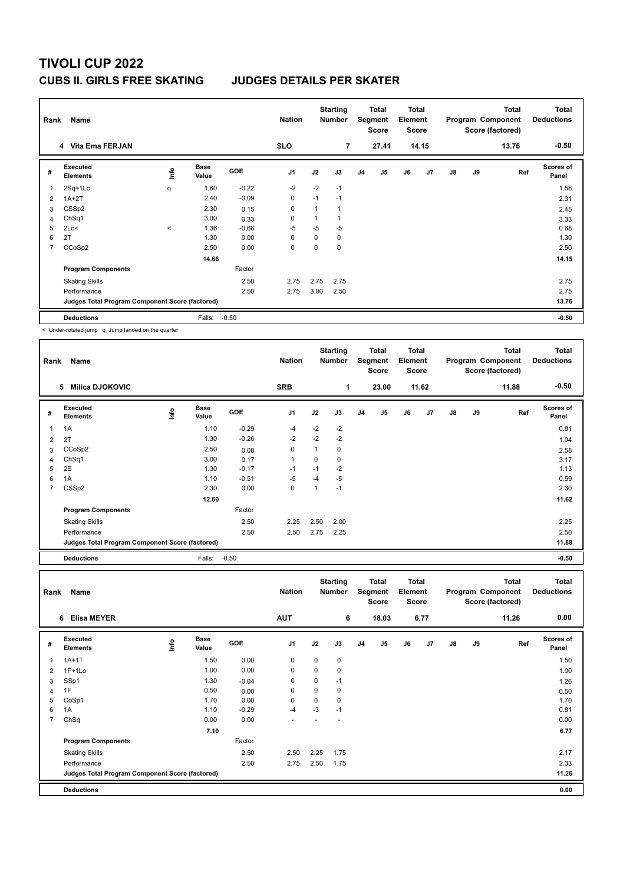# TIVOLI CUP 2022

## CUBS II. GIRLS FREE SKATING JUDGES DETAILS PER SKATER

| Rank | Name | | Nation | Starting Number | Total Segment Score | Total Element Score | Total Program Component Score (factored) | Total Deductions |
|---|---|---|---|---|---|---|---|---|
| 4 | Vita Ema FERJAN | | SLO | 7 | 27.41 | 14.15 | 13.76 | -0.50 |

| # | Executed Elements | Info | Base Value | GOE | J1 | J2 | J3 | J4 | J5 | J6 | J7 | J8 | J9 | Ref | Scores of Panel |
|---|---|---|---|---|---|---|---|---|---|---|---|---|---|---|---|
| 1 | 2Sq+1Lo | q | 1.80 | -0.22 | -2 | -2 | -1 | | | | | | | | 1.58 |
| 2 | 1A+2T | | 2.40 | -0.09 | 0 | -1 | -1 | | | | | | | | 2.31 |
| 3 | CSSp2 | | 2.30 | 0.15 | 0 | 1 | 1 | | | | | | | | 2.45 |
| 4 | ChSq1 | | 3.00 | 0.33 | 0 | 1 | 1 | | | | | | | | 3.33 |
| 5 | 2Lo< | < | 1.36 | -0.68 | -5 | -5 | -5 | | | | | | | | 0.68 |
| 6 | 2T | | 1.30 | 0.00 | 0 | 0 | 0 | | | | | | | | 1.30 |
| 7 | CCoSp2 | | 2.50 | 0.00 | 0 | 0 | 0 | | | | | | | | 2.50 |
| | | | 14.66 | | | | | | | | | | | | 14.15 |
| | Program Components | | | Factor | | | | | | | | | | | |
| | Skating Skills | | | 2.50 | 2.75 | 2.75 | 2.75 | | | | | | | | 2.75 |
| | Performance | | | 2.50 | 2.75 | 3.00 | 2.50 | | | | | | | | 2.75 |
| | Judges Total Program Component Score (factored) | | | | | | | | | | | | | | 13.76 |
| | Deductions | | Falls: | -0.50 | | | | | | | | | | | -0.50 |

< Under-rotated jump q Jump landed on the quarter

| Rank | Name | | Nation | Starting Number | Total Segment Score | Total Element Score | Total Program Component Score (factored) | Total Deductions |
|---|---|---|---|---|---|---|---|---|
| 5 | Milica DJOKOVIC | | SRB | 1 | 23.00 | 11.62 | 11.88 | -0.50 |

| # | Executed Elements | Info | Base Value | GOE | J1 | J2 | J3 | J4 | J5 | J6 | J7 | J8 | J9 | Ref | Scores of Panel |
|---|---|---|---|---|---|---|---|---|---|---|---|---|---|---|---|
| 1 | 1A | | 1.10 | -0.29 | -4 | -2 | -2 | | | | | | | | 0.81 |
| 2 | 2T | | 1.30 | -0.26 | -2 | -2 | -2 | | | | | | | | 1.04 |
| 3 | CCoSp2 | | 2.50 | 0.08 | 0 | 1 | 0 | | | | | | | | 2.58 |
| 4 | ChSq1 | | 3.00 | 0.17 | 1 | 0 | 0 | | | | | | | | 3.17 |
| 5 | 2S | | 1.30 | -0.17 | -1 | -1 | -2 | | | | | | | | 1.13 |
| 6 | 1A | | 1.10 | -0.51 | -5 | -4 | -5 | | | | | | | | 0.59 |
| 7 | CSSp2 | | 2.30 | 0.00 | 0 | 1 | -1 | | | | | | | | 2.30 |
| | | | 12.60 | | | | | | | | | | | | 11.62 |
| | Program Components | | | Factor | | | | | | | | | | | |
| | Skating Skills | | | 2.50 | 2.25 | 2.50 | 2.00 | | | | | | | | 2.25 |
| | Performance | | | 2.50 | 2.50 | 2.75 | 2.25 | | | | | | | | 2.50 |
| | Judges Total Program Component Score (factored) | | | | | | | | | | | | | | 11.88 |
| | Deductions | | Falls: | -0.50 | | | | | | | | | | | -0.50 |

| Rank | Name | | Nation | Starting Number | Total Segment Score | Total Element Score | Total Program Component Score (factored) | Total Deductions |
|---|---|---|---|---|---|---|---|---|
| 6 | Elisa MEYER | | AUT | 6 | 18.03 | 6.77 | 11.26 | 0.00 |

| # | Executed Elements | Info | Base Value | GOE | J1 | J2 | J3 | J4 | J5 | J6 | J7 | J8 | J9 | Ref | Scores of Panel |
|---|---|---|---|---|---|---|---|---|---|---|---|---|---|---|---|
| 1 | 1A+1T | | 1.50 | 0.00 | 0 | 0 | 0 | | | | | | | | 1.50 |
| 2 | 1F+1Lo | | 1.00 | 0.00 | 0 | 0 | 0 | | | | | | | | 1.00 |
| 3 | SSp1 | | 1.30 | -0.04 | 0 | 0 | -1 | | | | | | | | 1.26 |
| 4 | 1F | | 0.50 | 0.00 | 0 | 0 | 0 | | | | | | | | 0.50 |
| 5 | CoSp1 | | 1.70 | 0.00 | 0 | 0 | 0 | | | | | | | | 1.70 |
| 6 | 1A | | 1.10 | -0.29 | -4 | -3 | -1 | | | | | | | | 0.81 |
| 7 | ChSq | | 0.00 | 0.00 | - | - | - | | | | | | | | 0.00 |
| | | | 7.10 | | | | | | | | | | | | 6.77 |
| | Program Components | | | Factor | | | | | | | | | | | |
| | Skating Skills | | | 2.50 | 2.50 | 2.25 | 1.75 | | | | | | | | 2.17 |
| | Performance | | | 2.50 | 2.75 | 2.50 | 1.75 | | | | | | | | 2.33 |
| | Judges Total Program Component Score (factored) | | | | | | | | | | | | | | 11.26 |
| | Deductions | | | | | | | | | | | | | | 0.00 |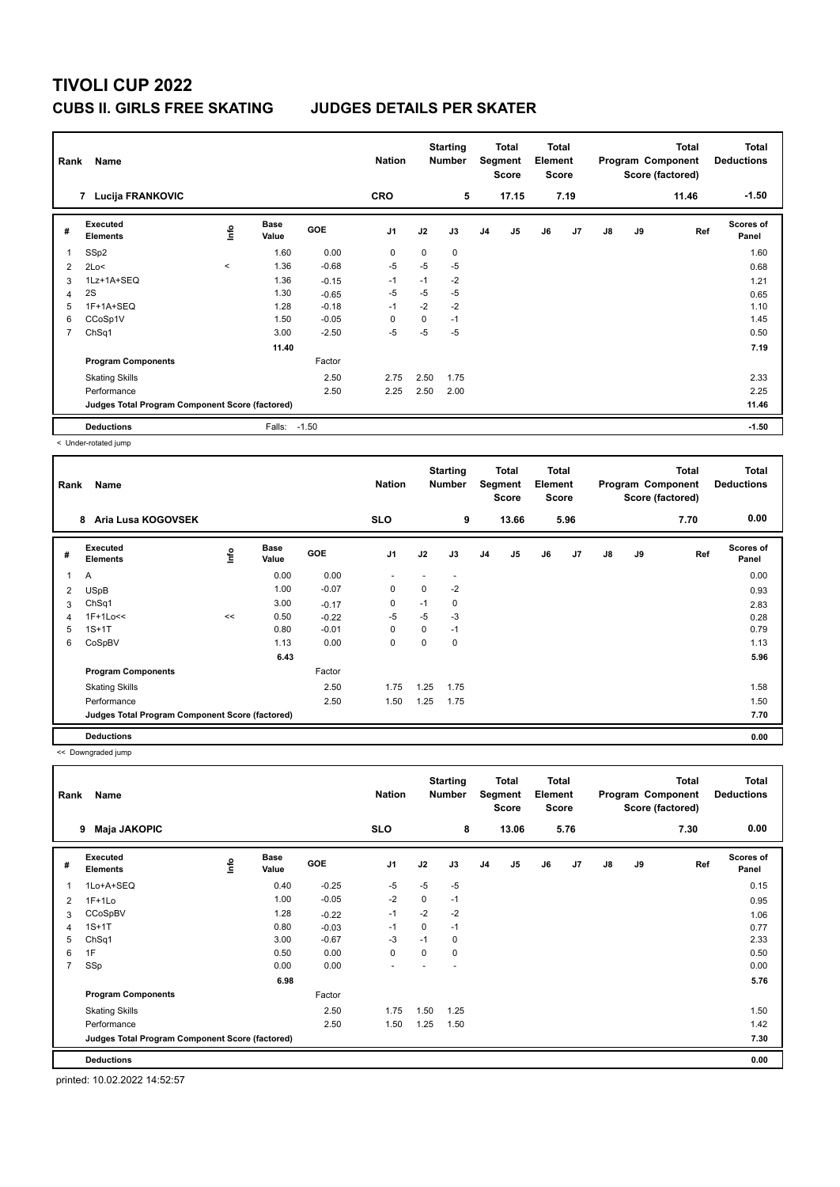# TIVOLI CUP 2022

## CUBS II. GIRLS FREE SKATING JUDGES DETAILS PER SKATER

| Rank | Name | | | | Nation | | Starting Number | | Total Segment Score | | Total Element Score | | | Total Program Component Score (factored) | Total Deductions |
|---|---|---|---|---|---|---|---|---|---|---|---|---|---|---|---|
| 7 | Lucija FRANKOVIC | | | | CRO | | 5 | | 17.15 | | 7.19 | | | 11.46 | -1.50 |

| # | Executed Elements | Info | Base Value | GOE | J1 | J2 | J3 | J4 | J5 | J6 | J7 | J8 | J9 | Ref | Scores of Panel |
|---|---|---|---|---|---|---|---|---|---|---|---|---|---|---|---|
| 1 | SSp2 | | 1.60 | 0.00 | 0 | 0 | 0 | | | | | | | | 1.60 |
| 2 | 2Lo< | < | 1.36 | -0.68 | -5 | -5 | -5 | | | | | | | | 0.68 |
| 3 | 1Lz+1A+SEQ | | 1.36 | -0.15 | -1 | -1 | -2 | | | | | | | | 1.21 |
| 4 | 2S | | 1.30 | -0.65 | -5 | -5 | -5 | | | | | | | | 0.65 |
| 5 | 1F+1A+SEQ | | 1.28 | -0.18 | -1 | -2 | -2 | | | | | | | | 1.10 |
| 6 | CCoSp1V | | 1.50 | -0.05 | 0 | 0 | -1 | | | | | | | | 1.45 |
| 7 | ChSq1 | | 3.00 | -2.50 | -5 | -5 | -5 | | | | | | | | 0.50 |
| | | | 11.40 | | | | | | | | | | | | 7.19 |
| | **Program Components** | | | Factor | | | | | | | | | | | |
| | Skating Skills | | | 2.50 | 2.75 | 2.50 | 1.75 | | | | | | | | 2.33 |
| | Performance | | | 2.50 | 2.25 | 2.50 | 2.00 | | | | | | | | 2.25 |
| | **Judges Total Program Component Score (factored)** | | | | | | | | | | | | | | 11.46 |
| | **Deductions** | | Falls: | -1.50 | | | | | | | | | | | -1.50 |

< Under-rotated jump

| Rank | Name | | | | Nation | | Starting Number | | Total Segment Score | | Total Element Score | | | Total Program Component Score (factored) | Total Deductions |
|---|---|---|---|---|---|---|---|---|---|---|---|---|---|---|---|
| 8 | Aria Lusa KOGOVSEK | | | | SLO | | 9 | | 13.66 | | 5.96 | | | 7.70 | 0.00 |

| # | Executed Elements | Info | Base Value | GOE | J1 | J2 | J3 | J4 | J5 | J6 | J7 | J8 | J9 | Ref | Scores of Panel |
|---|---|---|---|---|---|---|---|---|---|---|---|---|---|---|---|
| 1 | A | | 0.00 | 0.00 | - | - | - | | | | | | | | 0.00 |
| 2 | USpB | | 1.00 | -0.07 | 0 | 0 | -2 | | | | | | | | 0.93 |
| 3 | ChSq1 | | 3.00 | -0.17 | 0 | -1 | 0 | | | | | | | | 2.83 |
| 4 | 1F+1Lo<< | << | 0.50 | -0.22 | -5 | -5 | -3 | | | | | | | | 0.28 |
| 5 | 1S+1T | | 0.80 | -0.01 | 0 | 0 | -1 | | | | | | | | 0.79 |
| 6 | CoSpBV | | 1.13 | 0.00 | 0 | 0 | 0 | | | | | | | | 1.13 |
| | | | 6.43 | | | | | | | | | | | | 5.96 |
| | **Program Components** | | | Factor | | | | | | | | | | | |
| | Skating Skills | | | 2.50 | 1.75 | 1.25 | 1.75 | | | | | | | | 1.58 |
| | Performance | | | 2.50 | 1.50 | 1.25 | 1.75 | | | | | | | | 1.50 |
| | **Judges Total Program Component Score (factored)** | | | | | | | | | | | | | | 7.70 |
| | **Deductions** | | | | | | | | | | | | | | 0.00 |

<< Downgraded jump

| Rank | Name | | | | Nation | | Starting Number | | Total Segment Score | | Total Element Score | | | Total Program Component Score (factored) | Total Deductions |
|---|---|---|---|---|---|---|---|---|---|---|---|---|---|---|---|
| 9 | Maja JAKOPIC | | | | SLO | | 8 | | 13.06 | | 5.76 | | | 7.30 | 0.00 |

| # | Executed Elements | Info | Base Value | GOE | J1 | J2 | J3 | J4 | J5 | J6 | J7 | J8 | J9 | Ref | Scores of Panel |
|---|---|---|---|---|---|---|---|---|---|---|---|---|---|---|---|
| 1 | 1Lo+A+SEQ | | 0.40 | -0.25 | -5 | -5 | -5 | | | | | | | | 0.15 |
| 2 | 1F+1Lo | | 1.00 | -0.05 | -2 | 0 | -1 | | | | | | | | 0.95 |
| 3 | CCoSpBV | | 1.28 | -0.22 | -1 | -2 | -2 | | | | | | | | 1.06 |
| 4 | 1S+1T | | 0.80 | -0.03 | -1 | 0 | -1 | | | | | | | | 0.77 |
| 5 | ChSq1 | | 3.00 | -0.67 | -3 | -1 | 0 | | | | | | | | 2.33 |
| 6 | 1F | | 0.50 | 0.00 | 0 | 0 | 0 | | | | | | | | 0.50 |
| 7 | SSp | | 0.00 | 0.00 | - | - | - | | | | | | | | 0.00 |
| | | | 6.98 | | | | | | | | | | | | 5.76 |
| | **Program Components** | | | Factor | | | | | | | | | | | |
| | Skating Skills | | | 2.50 | 1.75 | 1.50 | 1.25 | | | | | | | | 1.50 |
| | Performance | | | 2.50 | 1.50 | 1.25 | 1.50 | | | | | | | | 1.42 |
| | **Judges Total Program Component Score (factored)** | | | | | | | | | | | | | | 7.30 |
| | **Deductions** | | | | | | | | | | | | | | 0.00 |

printed: 10.02.2022 14:52:57